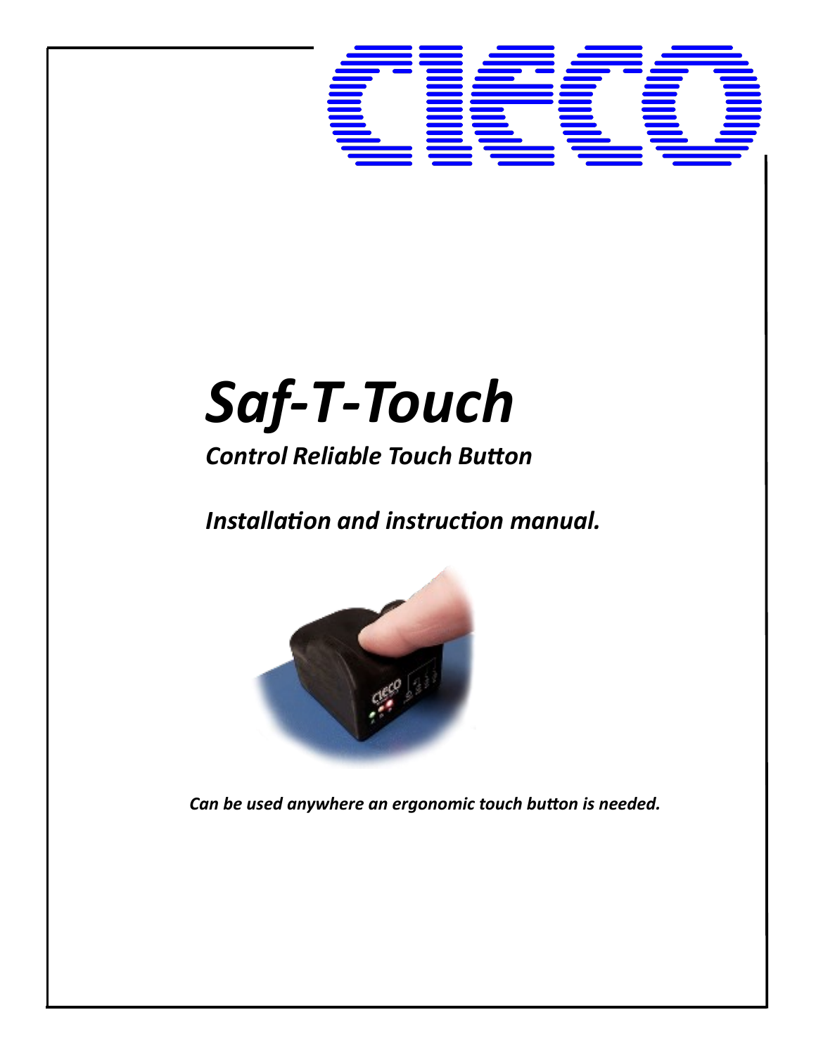# Saf-T-Touch

***Control Reliable Touch Button***

***Installation and instruction manual.***

***Can be used anywhere an ergonomic touch button is needed.***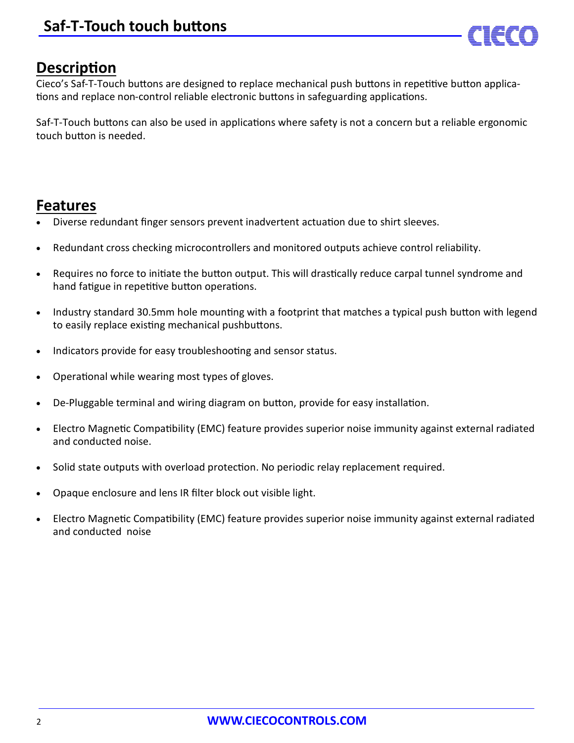## Description

Cieco's Saf-T-Touch buttons are designed to replace mechanical push buttons in repetitive button applications and replace non-control reliable electronic buttons in safeguarding applications.

Saf-T-Touch buttons can also be used in applications where safety is not a concern but a reliable ergonomic touch button is needed.

## Features

- Diverse redundant finger sensors prevent inadvertent actuation due to shirt sleeves.
- Redundant cross checking microcontrollers and monitored outputs achieve control reliability.
- Requires no force to initiate the button output. This will drastically reduce carpal tunnel syndrome and hand fatigue in repetitive button operations.
- Industry standard 30.5mm hole mounting with a footprint that matches a typical push button with legend to easily replace existing mechanical pushbuttons.
- Indicators provide for easy troubleshooting and sensor status.
- Operational while wearing most types of gloves.
- De-Pluggable terminal and wiring diagram on button, provide for easy installation.
- Electro Magnetic Compatibility (EMC) feature provides superior noise immunity against external radiated and conducted noise.
- Solid state outputs with overload protection. No periodic relay replacement required.
- Opaque enclosure and lens IR filter block out visible light.
- Electro Magnetic Compatibility (EMC) feature provides superior noise immunity against external radiated and conducted noise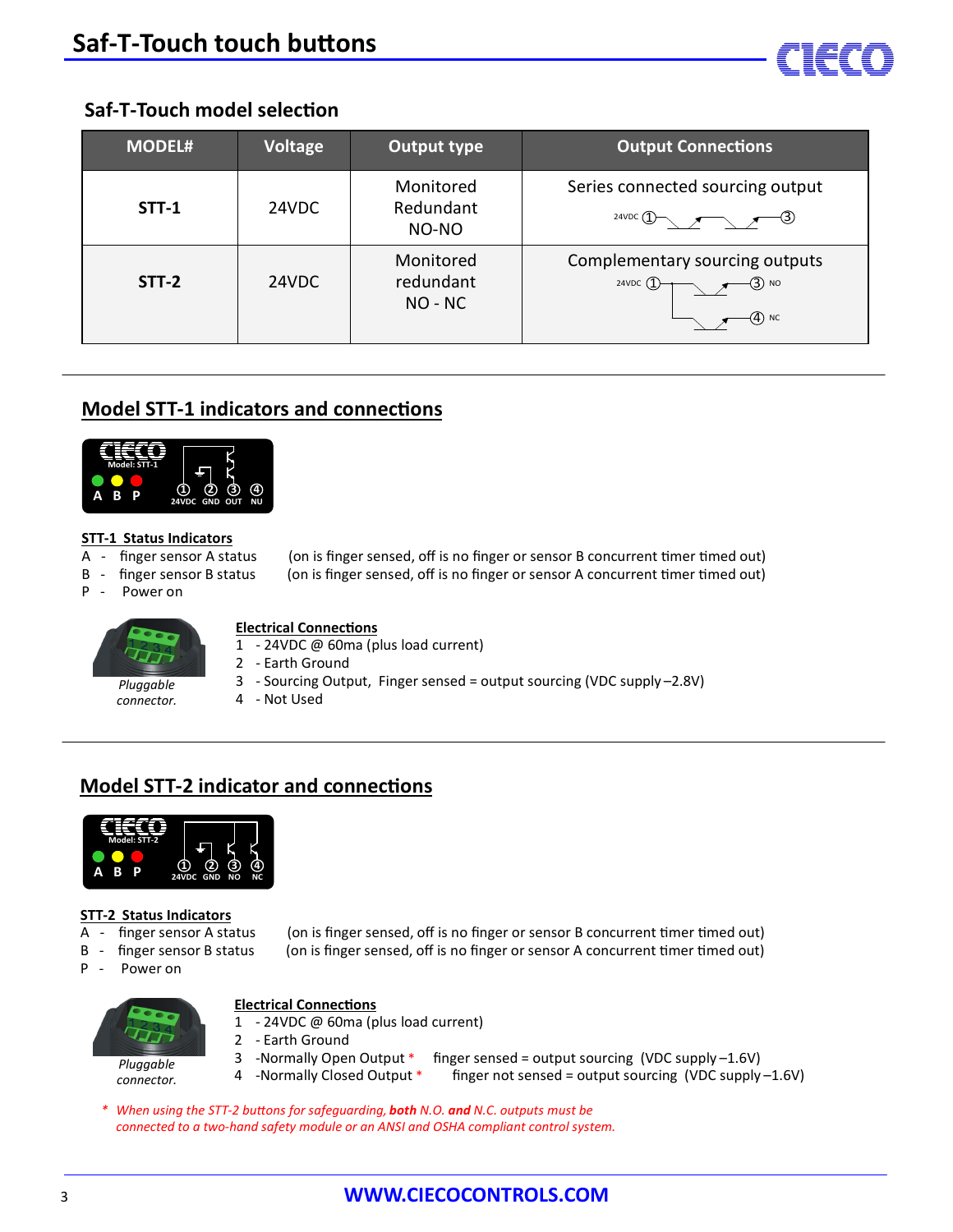# Saf-T-Touch touch buttons

## Saf-T-Touch model selection

| MODEL# | Voltage | Output type | Output Connections |
|---|---|---|---|
| **STT-1** | 24VDC | Monitored Redundant NO-NO | Series connected sourcing output (24VDC ① — ③) |
| **STT-2** | 24VDC | Monitored redundant NO - NC | Complementary sourcing outputs (24VDC ① — ③ NO, ④ NC) |

## Model STT-1 indicators and connections

Model: STT-1
A B P — ① 24VDC ② GND ③ OUT ④ NU

**STT-1 Status Indicators**

- A - finger sensor A status (on is finger sensed, off is no finger or sensor B concurrent timer timed out)
- B - finger sensor B status (on is finger sensed, off is no finger or sensor A concurrent timer timed out)
- P - Power on

**Electrical Connections**

1. - 24VDC @ 60ma (plus load current)
2. - Earth Ground
3. - Sourcing Output, Finger sensed = output sourcing (VDC supply –2.8V)
4. - Not Used

*Pluggable connector.*

## Model STT-2 indicator and connections

Model: STT-2
A B P — ① 24VDC ② GND ③ NO ④ NC

**STT-2 Status Indicators**

- A - finger sensor A status (on is finger sensed, off is no finger or sensor B concurrent timer timed out)
- B - finger sensor B status (on is finger sensed, off is no finger or sensor A concurrent timer timed out)
- P - Power on

**Electrical Connections**

1. - 24VDC @ 60ma (plus load current)
2. - Earth Ground
3. -Normally Open Output * finger sensed = output sourcing (VDC supply –1.6V)
4. -Normally Closed Output * finger not sensed = output sourcing (VDC supply –1.6V)

*Pluggable connector.*

\* *When using the STT-2 buttons for safeguarding,* ***both*** *N.O.* ***and*** *N.C. outputs must be connected to a two-hand safety module or an ANSI and OSHA compliant control system.*

WWW.CIECOCONTROLS.COM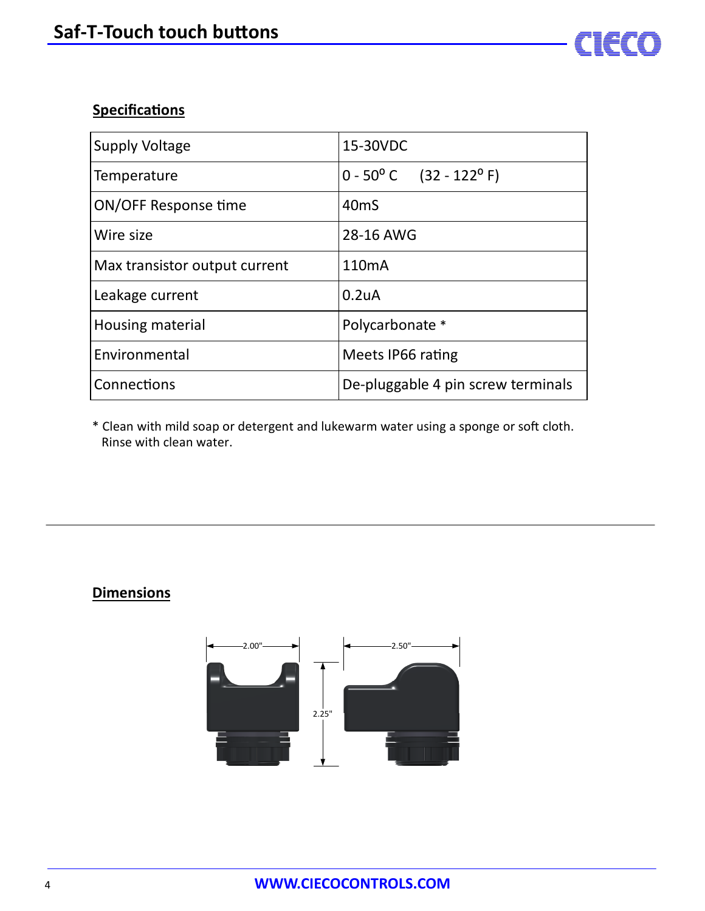## Specifications

| Supply Voltage | 15-30VDC |
|---|---|
| Temperature | 0 - 50° C (32 - 122° F) |
| ON/OFF Response time | 40mS |
| Wire size | 28-16 AWG |
| Max transistor output current | 110mA |
| Leakage current | 0.2uA |
| Housing material | Polycarbonate * |
| Environmental | Meets IP66 rating |
| Connections | De-pluggable 4 pin screw terminals |

* Clean with mild soap or detergent and lukewarm water using a sponge or soft cloth. Rinse with clean water.

---

## Dimensions

2.00"

2.50"

2.25"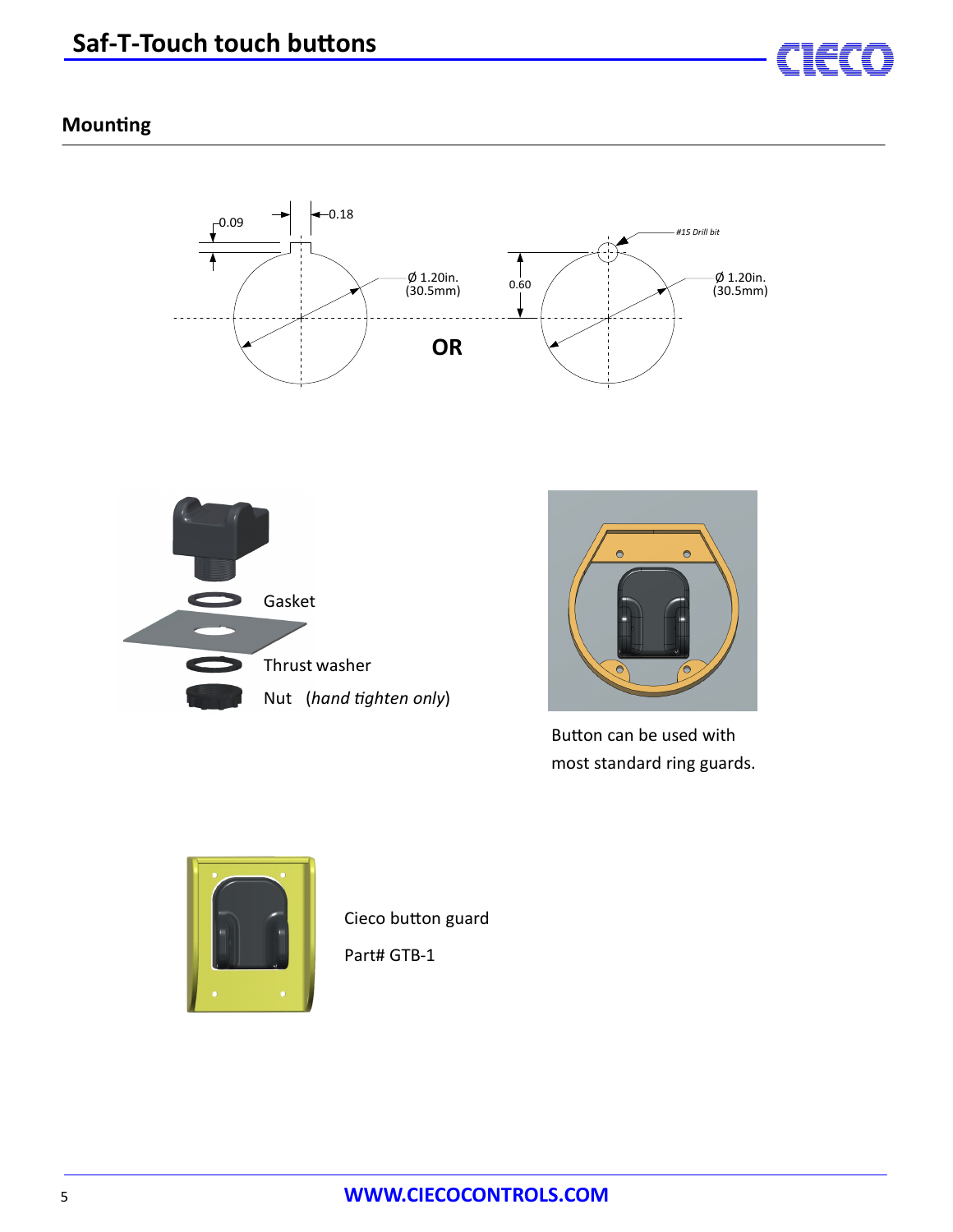## Mounting

0.09

0.18

Ø 1.20in.
(30.5mm)

**OR**

#15 Drill bit

0.60

Ø 1.20in.
(30.5mm)

Gasket

Thrust washer

Nut (*hand tighten only*)

Button can be used with most standard ring guards.

Cieco button guard

Part# GTB-1

**WWW.CIECOCONTROLS.COM**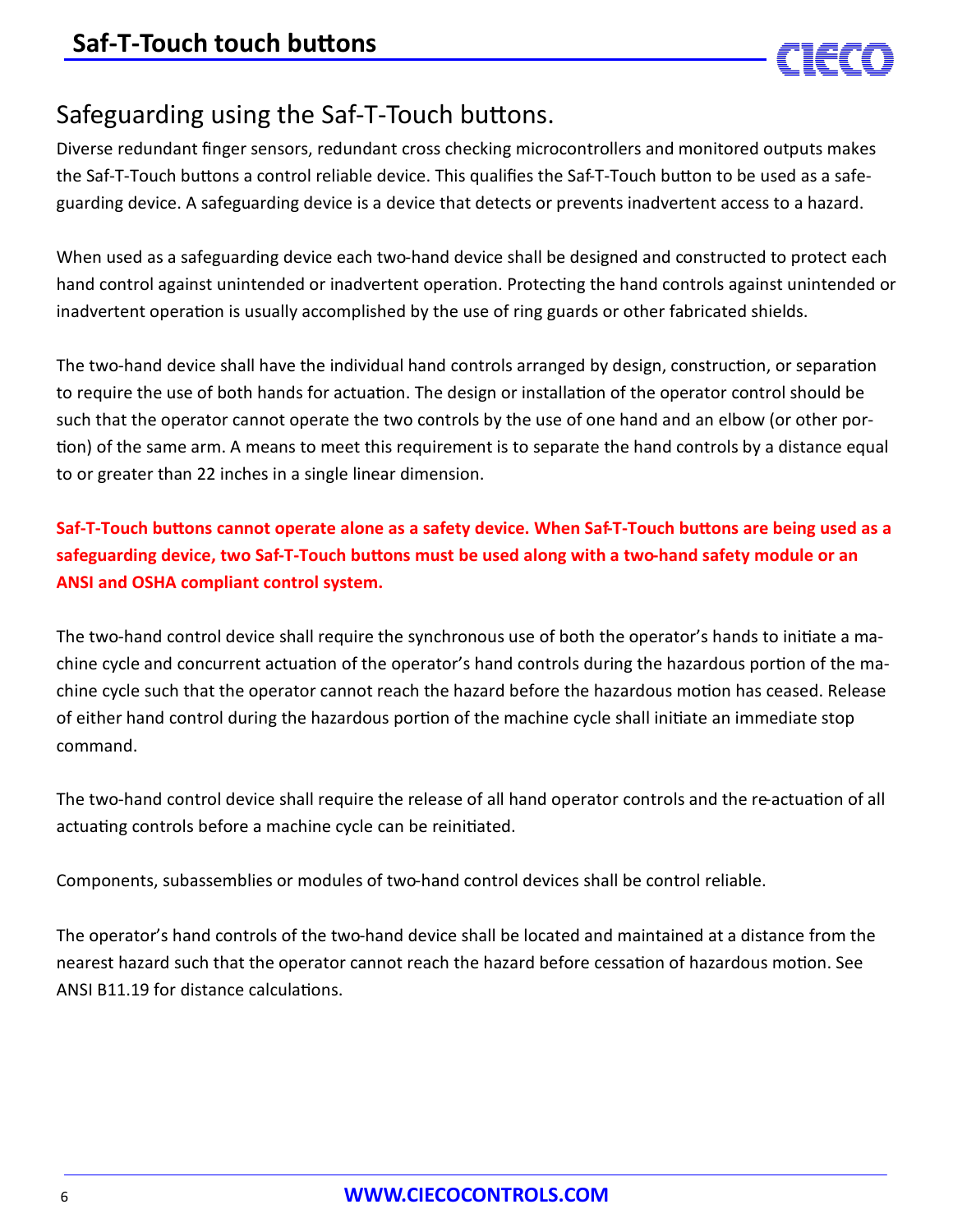## Safeguarding using the Saf-T-Touch buttons.

Diverse redundant finger sensors, redundant cross checking microcontrollers and monitored outputs makes the Saf-T-Touch buttons a control reliable device. This qualifies the Saf-T-Touch button to be used as a safeguarding device. A safeguarding device is a device that detects or prevents inadvertent access to a hazard.

When used as a safeguarding device each two-hand device shall be designed and constructed to protect each hand control against unintended or inadvertent operation. Protecting the hand controls against unintended or inadvertent operation is usually accomplished by the use of ring guards or other fabricated shields.

The two-hand device shall have the individual hand controls arranged by design, construction, or separation to require the use of both hands for actuation. The design or installation of the operator control should be such that the operator cannot operate the two controls by the use of one hand and an elbow (or other portion) of the same arm. A means to meet this requirement is to separate the hand controls by a distance equal to or greater than 22 inches in a single linear dimension.

**Saf-T-Touch buttons cannot operate alone as a safety device. When Saf-T-Touch buttons are being used as a safeguarding device, two Saf-T-Touch buttons must be used along with a two-hand safety module or an ANSI and OSHA compliant control system.**

The two-hand control device shall require the synchronous use of both the operator's hands to initiate a machine cycle and concurrent actuation of the operator's hand controls during the hazardous portion of the machine cycle such that the operator cannot reach the hazard before the hazardous motion has ceased. Release of either hand control during the hazardous portion of the machine cycle shall initiate an immediate stop command.

The two-hand control device shall require the release of all hand operator controls and the re-actuation of all actuating controls before a machine cycle can be reinitiated.

Components, subassemblies or modules of two-hand control devices shall be control reliable.

The operator's hand controls of the two-hand device shall be located and maintained at a distance from the nearest hazard such that the operator cannot reach the hazard before cessation of hazardous motion. See ANSI B11.19 for distance calculations.